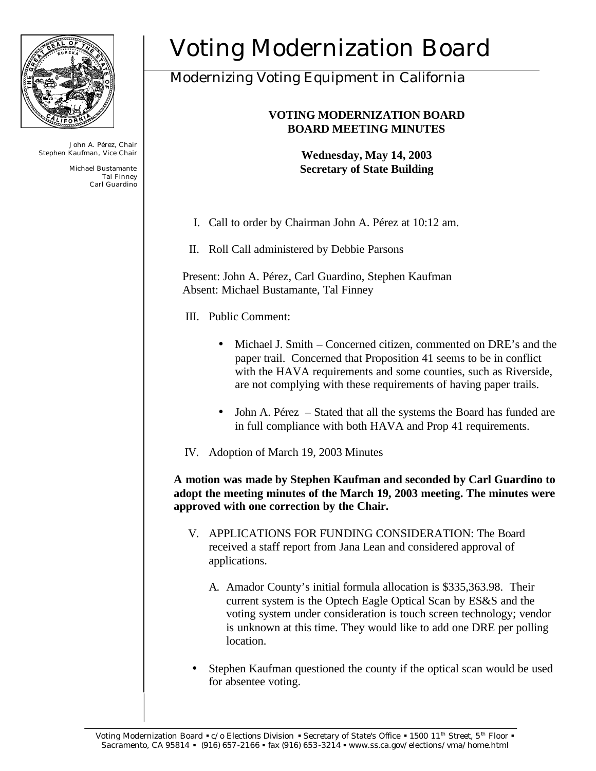# Voting Modernization Board

## Modernizing Voting Equipment in California

John A. Pérez, Chair
Stephen Kaufman, Vice Chair

Michael Bustamante
Tal Finney
Carl Guardino

**VOTING MODERNIZATION BOARD**
**BOARD MEETING MINUTES**

**Wednesday, May 14, 2003**
**Secretary of State Building**

I. Call to order by Chairman John A. Pérez at 10:12 am.

II. Roll Call administered by Debbie Parsons

Present: John A. Pérez, Carl Guardino, Stephen Kaufman
Absent: Michael Bustamante, Tal Finney

III. Public Comment:

- Michael J. Smith – Concerned citizen, commented on DRE's and the paper trail. Concerned that Proposition 41 seems to be in conflict with the HAVA requirements and some counties, such as Riverside, are not complying with these requirements of having paper trails.

- John A. Pérez – Stated that all the systems the Board has funded are in full compliance with both HAVA and Prop 41 requirements.

IV. Adoption of March 19, 2003 Minutes

**A motion was made by Stephen Kaufman and seconded by Carl Guardino to adopt the meeting minutes of the March 19, 2003 meeting. The minutes were approved with one correction by the Chair.**

V. APPLICATIONS FOR FUNDING CONSIDERATION: The Board received a staff report from Jana Lean and considered approval of applications.

A. Amador County's initial formula allocation is $335,363.98. Their current system is the Optech Eagle Optical Scan by ES&S and the voting system under consideration is touch screen technology; vendor is unknown at this time. They would like to add one DRE per polling location.

- Stephen Kaufman questioned the county if the optical scan would be used for absentee voting.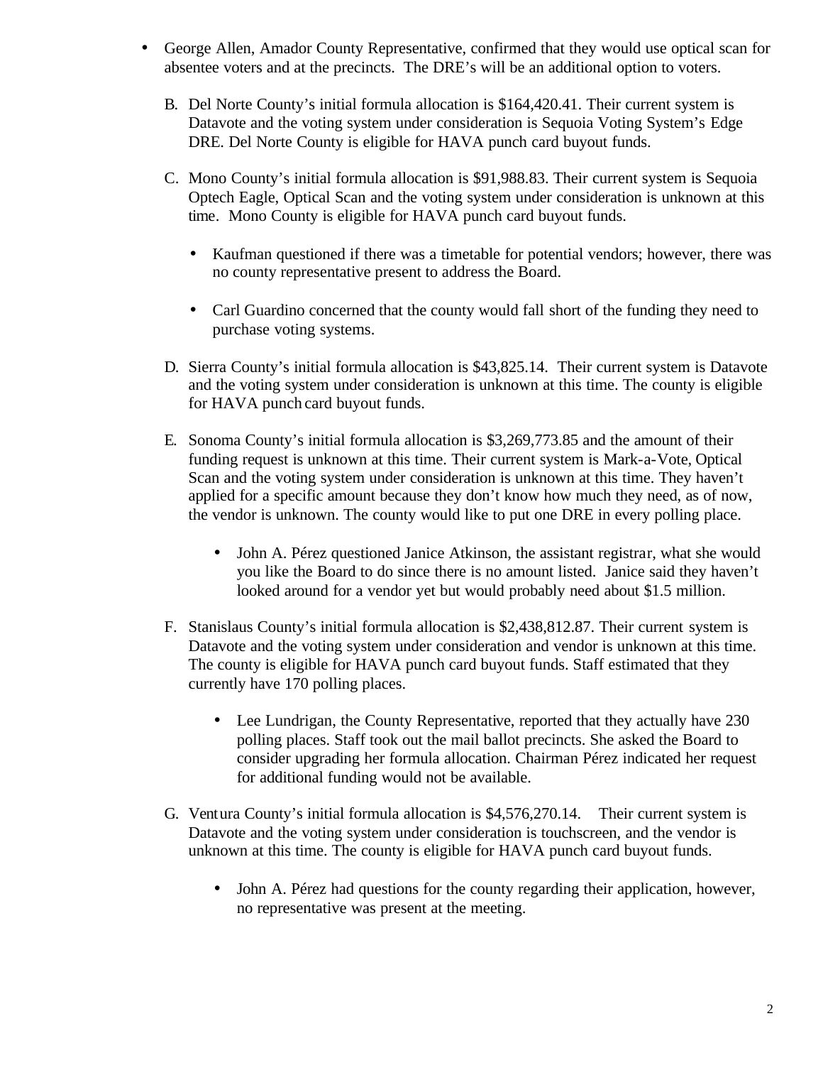- George Allen, Amador County Representative, confirmed that they would use optical scan for absentee voters and at the precincts. The DRE's will be an additional option to voters.

B. Del Norte County's initial formula allocation is $164,420.41. Their current system is Datavote and the voting system under consideration is Sequoia Voting System's Edge DRE. Del Norte County is eligible for HAVA punch card buyout funds.

C. Mono County's initial formula allocation is $91,988.83. Their current system is Sequoia Optech Eagle, Optical Scan and the voting system under consideration is unknown at this time. Mono County is eligible for HAVA punch card buyout funds.

  - Kaufman questioned if there was a timetable for potential vendors; however, there was no county representative present to address the Board.

  - Carl Guardino concerned that the county would fall short of the funding they need to purchase voting systems.

D. Sierra County's initial formula allocation is $43,825.14. Their current system is Datavote and the voting system under consideration is unknown at this time. The county is eligible for HAVA punch card buyout funds.

E. Sonoma County's initial formula allocation is $3,269,773.85 and the amount of their funding request is unknown at this time. Their current system is Mark-a-Vote, Optical Scan and the voting system under consideration is unknown at this time. They haven't applied for a specific amount because they don't know how much they need, as of now, the vendor is unknown. The county would like to put one DRE in every polling place.

  - John A. Pérez questioned Janice Atkinson, the assistant registrar, what she would you like the Board to do since there is no amount listed. Janice said they haven't looked around for a vendor yet but would probably need about $1.5 million.

F. Stanislaus County's initial formula allocation is $2,438,812.87. Their current system is Datavote and the voting system under consideration and vendor is unknown at this time. The county is eligible for HAVA punch card buyout funds. Staff estimated that they currently have 170 polling places.

  - Lee Lundrigan, the County Representative, reported that they actually have 230 polling places. Staff took out the mail ballot precincts. She asked the Board to consider upgrading her formula allocation. Chairman Pérez indicated her request for additional funding would not be available.

G. Ventura County's initial formula allocation is $4,576,270.14. Their current system is Datavote and the voting system under consideration is touchscreen, and the vendor is unknown at this time. The county is eligible for HAVA punch card buyout funds.

  - John A. Pérez had questions for the county regarding their application, however, no representative was present at the meeting.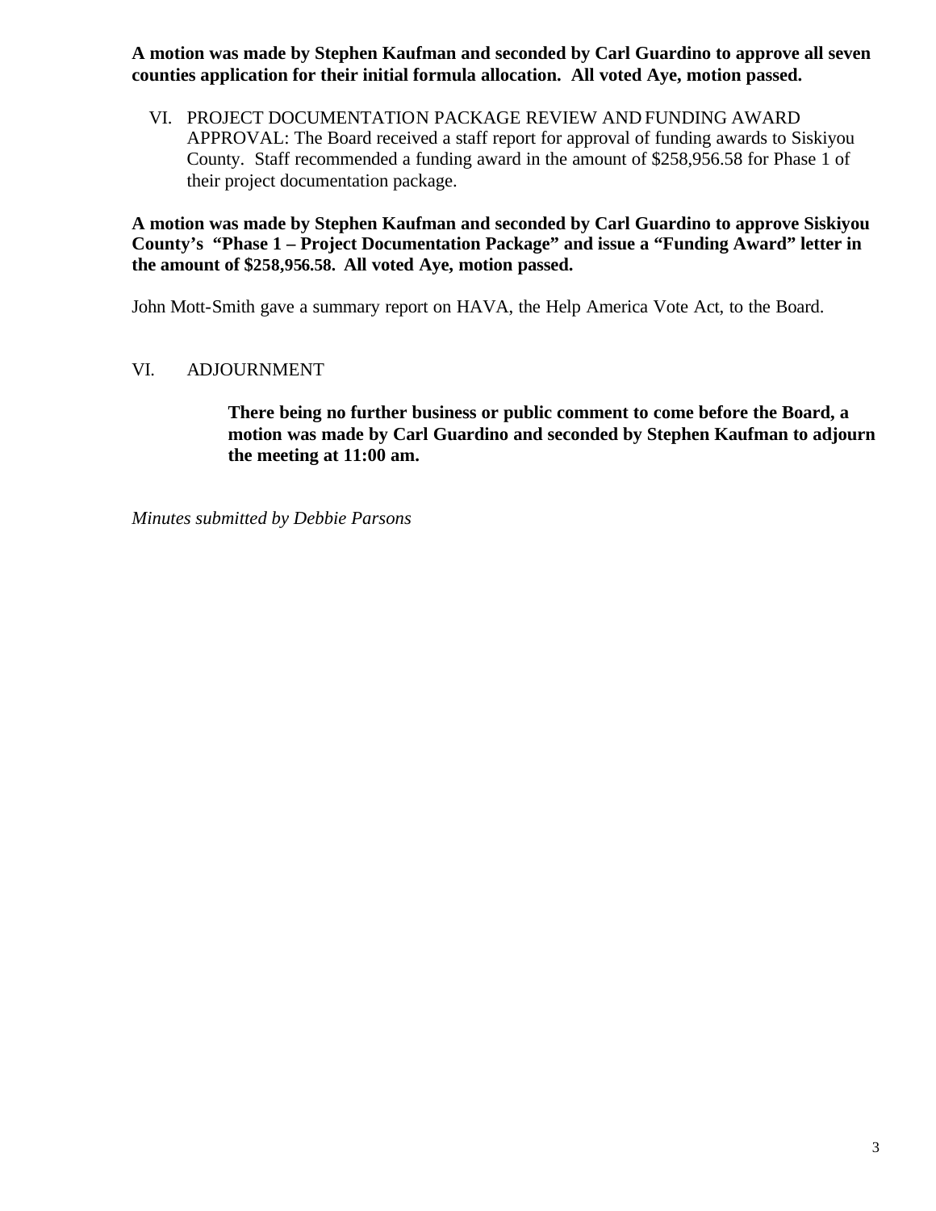**A motion was made by Stephen Kaufman and seconded by Carl Guardino to approve all seven counties application for their initial formula allocation. All voted Aye, motion passed.**

VI. PROJECT DOCUMENTATION PACKAGE REVIEW AND FUNDING AWARD APPROVAL: The Board received a staff report for approval of funding awards to Siskiyou County. Staff recommended a funding award in the amount of $258,956.58 for Phase 1 of their project documentation package.

**A motion was made by Stephen Kaufman and seconded by Carl Guardino to approve Siskiyou County's "Phase 1 – Project Documentation Package" and issue a "Funding Award" letter in the amount of $258,956.58. All voted Aye, motion passed.**

John Mott-Smith gave a summary report on HAVA, the Help America Vote Act, to the Board.

VI. ADJOURNMENT

**There being no further business or public comment to come before the Board, a motion was made by Carl Guardino and seconded by Stephen Kaufman to adjourn the meeting at 11:00 am.**

*Minutes submitted by Debbie Parsons*